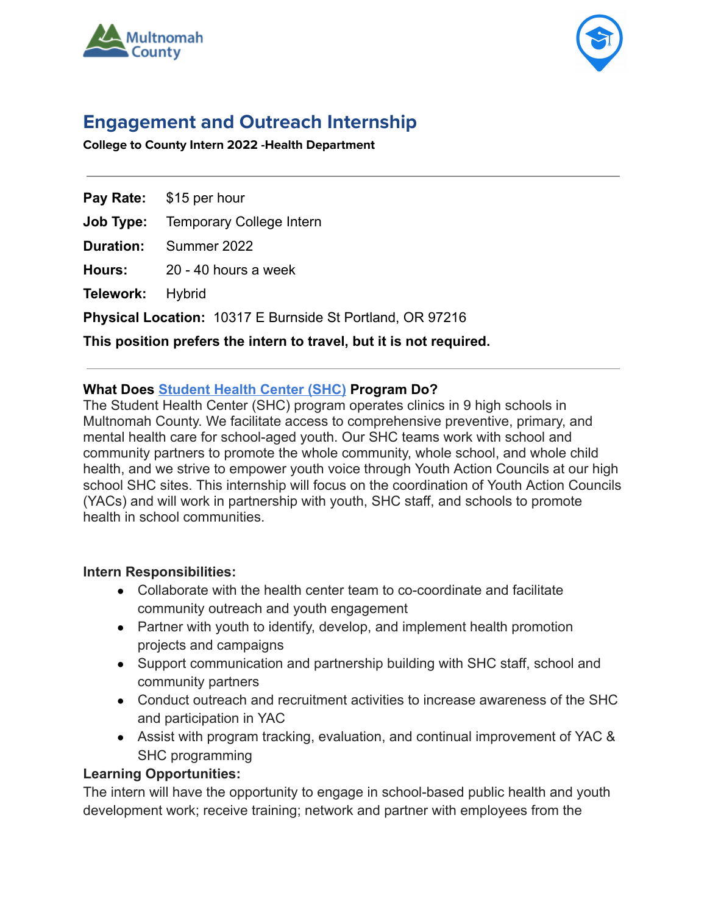# Engagement and Outreach Internship

**College to County Intern 2022 -Health Department**

---

**Pay Rate:** $15 per hour

**Job Type:** Temporary College Intern

**Duration:** Summer 2022

**Hours:** 20 - 40 hours a week

**Telework:** Hybrid

**Physical Location:** 10317 E Burnside St Portland, OR 97216

**This position prefers the intern to travel, but it is not required.**

---

**What Does [Student Health Center (SHC)] Program Do?**

The Student Health Center (SHC) program operates clinics in 9 high schools in Multnomah County. We facilitate access to comprehensive preventive, primary, and mental health care for school-aged youth. Our SHC teams work with school and community partners to promote the whole community, whole school, and whole child health, and we strive to empower youth voice through Youth Action Councils at our high school SHC sites. This internship will focus on the coordination of Youth Action Councils (YACs) and will work in partnership with youth, SHC staff, and schools to promote health in school communities.

**Intern Responsibilities:**

- Collaborate with the health center team to co-coordinate and facilitate community outreach and youth engagement
- Partner with youth to identify, develop, and implement health promotion projects and campaigns
- Support communication and partnership building with SHC staff, school and community partners
- Conduct outreach and recruitment activities to increase awareness of the SHC and participation in YAC
- Assist with program tracking, evaluation, and continual improvement of YAC & SHC programming

**Learning Opportunities:**

The intern will have the opportunity to engage in school-based public health and youth development work; receive training; network and partner with employees from the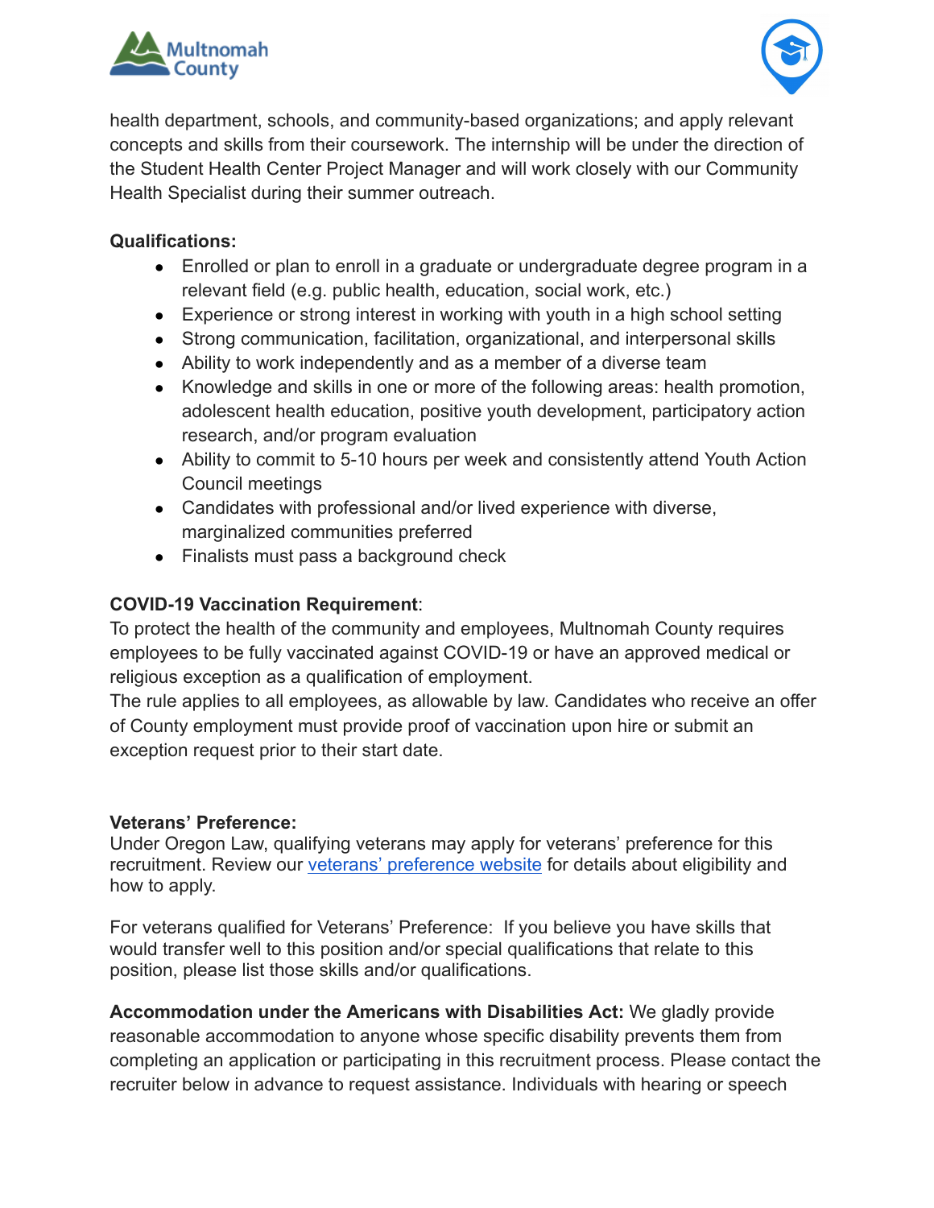health department, schools, and community-based organizations; and apply relevant concepts and skills from their coursework. The internship will be under the direction of the Student Health Center Project Manager and will work closely with our Community Health Specialist during their summer outreach.

**Qualifications:**

- Enrolled or plan to enroll in a graduate or undergraduate degree program in a relevant field (e.g. public health, education, social work, etc.)
- Experience or strong interest in working with youth in a high school setting
- Strong communication, facilitation, organizational, and interpersonal skills
- Ability to work independently and as a member of a diverse team
- Knowledge and skills in one or more of the following areas: health promotion, adolescent health education, positive youth development, participatory action research, and/or program evaluation
- Ability to commit to 5-10 hours per week and consistently attend Youth Action Council meetings
- Candidates with professional and/or lived experience with diverse, marginalized communities preferred
- Finalists must pass a background check

**COVID-19 Vaccination Requirement**:
To protect the health of the community and employees, Multnomah County requires employees to be fully vaccinated against COVID-19 or have an approved medical or religious exception as a qualification of employment.
The rule applies to all employees, as allowable by law. Candidates who receive an offer of County employment must provide proof of vaccination upon hire or submit an exception request prior to their start date.

**Veterans' Preference:**
Under Oregon Law, qualifying veterans may apply for veterans' preference for this recruitment. Review our veterans' preference website for details about eligibility and how to apply.

For veterans qualified for Veterans' Preference: If you believe you have skills that would transfer well to this position and/or special qualifications that relate to this position, please list those skills and/or qualifications.

**Accommodation under the Americans with Disabilities Act:** We gladly provide reasonable accommodation to anyone whose specific disability prevents them from completing an application or participating in this recruitment process. Please contact the recruiter below in advance to request assistance. Individuals with hearing or speech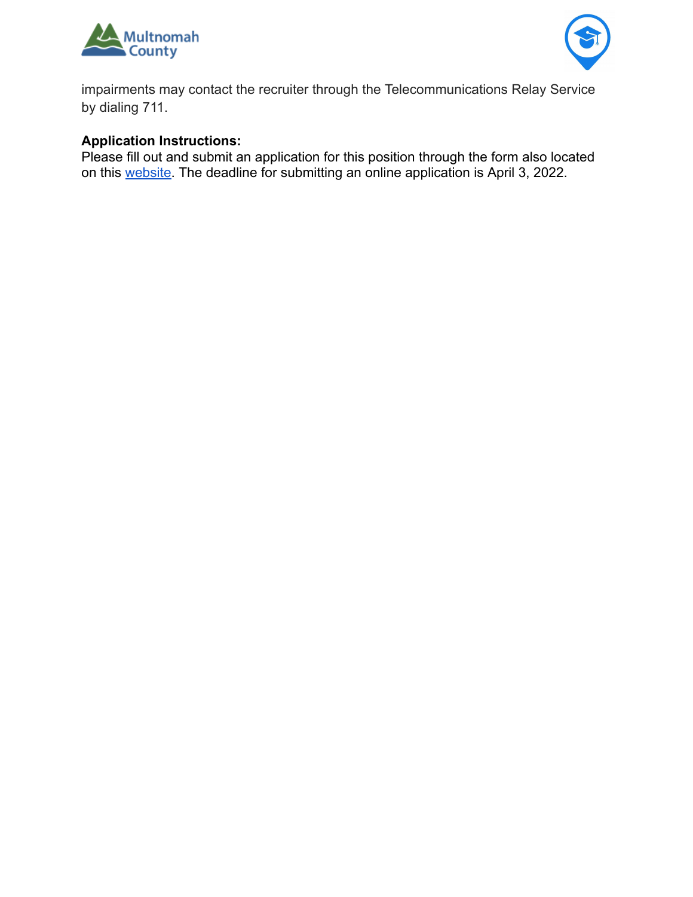impairments may contact the recruiter through the Telecommunications Relay Service by dialing 711.

**Application Instructions:**
Please fill out and submit an application for this position through the form also located on this website. The deadline for submitting an online application is April 3, 2022.